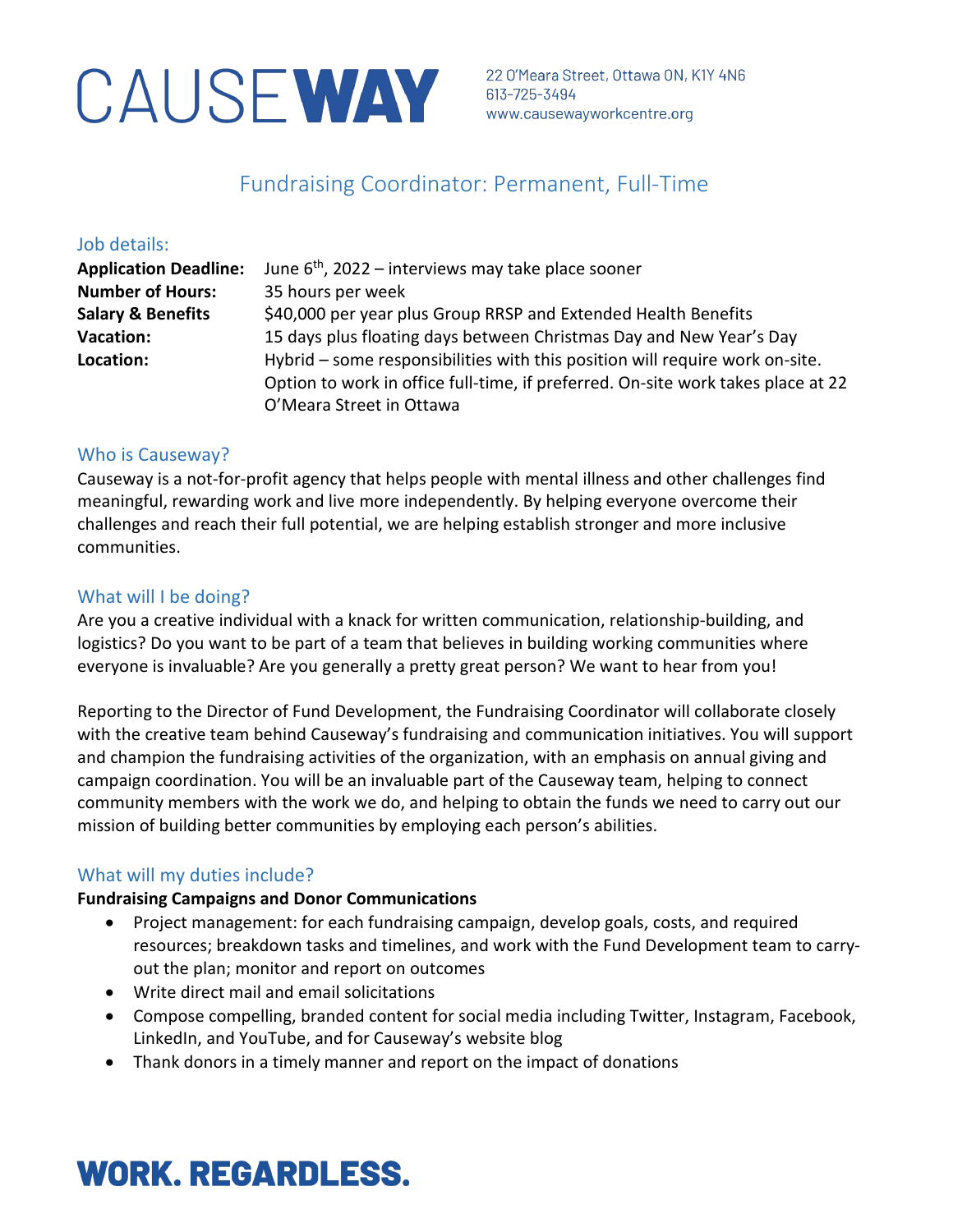# CAUSEWAY

22 O'Meara Street, Ottawa ON, K1Y 4N6
613-725-3494
www.causewayworkcentre.org

## Fundraising Coordinator: Permanent, Full-Time

### Job details:

| | |
|---|---|
| **Application Deadline:** | June 6th, 2022 – interviews may take place sooner |
| **Number of Hours:** | 35 hours per week |
| **Salary & Benefits** | $40,000 per year plus Group RRSP and Extended Health Benefits |
| **Vacation:** | 15 days plus floating days between Christmas Day and New Year's Day |
| **Location:** | Hybrid – some responsibilities with this position will require work on-site. Option to work in office full-time, if preferred. On-site work takes place at 22 O'Meara Street in Ottawa |

### Who is Causeway?

Causeway is a not-for-profit agency that helps people with mental illness and other challenges find meaningful, rewarding work and live more independently. By helping everyone overcome their challenges and reach their full potential, we are helping establish stronger and more inclusive communities.

### What will I be doing?

Are you a creative individual with a knack for written communication, relationship-building, and logistics? Do you want to be part of a team that believes in building working communities where everyone is invaluable? Are you generally a pretty great person? We want to hear from you!

Reporting to the Director of Fund Development, the Fundraising Coordinator will collaborate closely with the creative team behind Causeway's fundraising and communication initiatives. You will support and champion the fundraising activities of the organization, with an emphasis on annual giving and campaign coordination. You will be an invaluable part of the Causeway team, helping to connect community members with the work we do, and helping to obtain the funds we need to carry out our mission of building better communities by employing each person's abilities.

### What will my duties include?

**Fundraising Campaigns and Donor Communications**

- Project management: for each fundraising campaign, develop goals, costs, and required resources; breakdown tasks and timelines, and work with the Fund Development team to carry-out the plan; monitor and report on outcomes
- Write direct mail and email solicitations
- Compose compelling, branded content for social media including Twitter, Instagram, Facebook, LinkedIn, and YouTube, and for Causeway's website blog
- Thank donors in a timely manner and report on the impact of donations

**WORK. REGARDLESS.**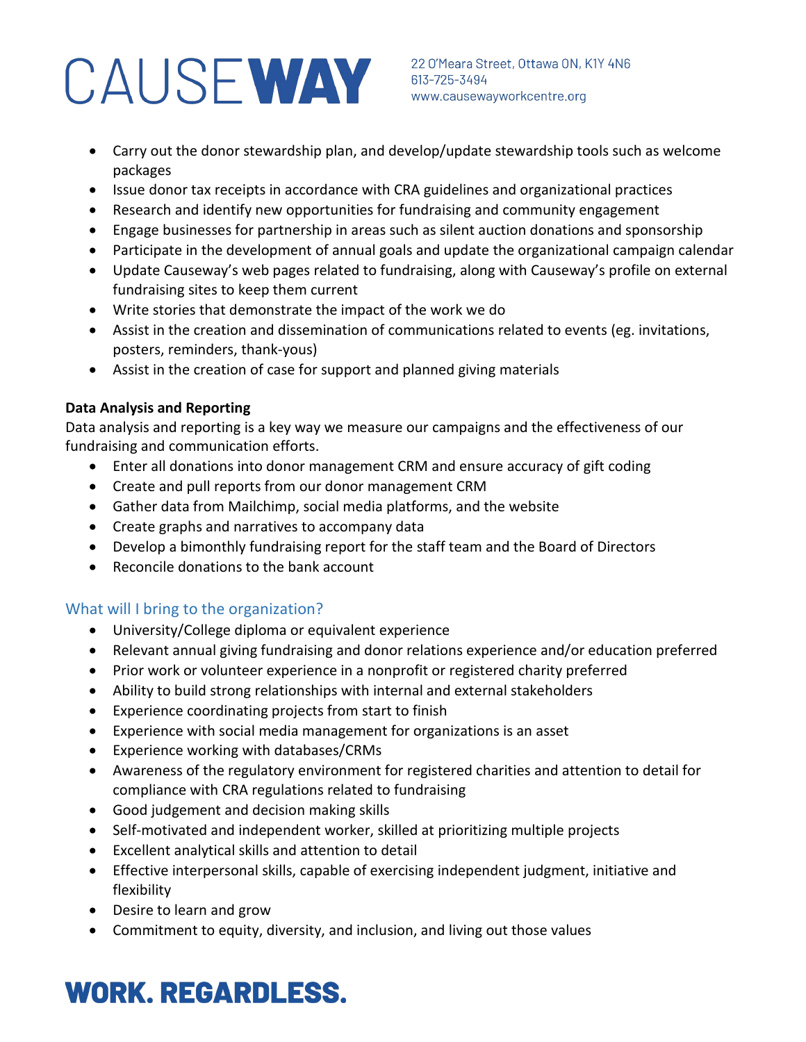- Carry out the donor stewardship plan, and develop/update stewardship tools such as welcome packages
- Issue donor tax receipts in accordance with CRA guidelines and organizational practices
- Research and identify new opportunities for fundraising and community engagement
- Engage businesses for partnership in areas such as silent auction donations and sponsorship
- Participate in the development of annual goals and update the organizational campaign calendar
- Update Causeway's web pages related to fundraising, along with Causeway's profile on external fundraising sites to keep them current
- Write stories that demonstrate the impact of the work we do
- Assist in the creation and dissemination of communications related to events (eg. invitations, posters, reminders, thank-yous)
- Assist in the creation of case for support and planned giving materials

**Data Analysis and Reporting**

Data analysis and reporting is a key way we measure our campaigns and the effectiveness of our fundraising and communication efforts.

- Enter all donations into donor management CRM and ensure accuracy of gift coding
- Create and pull reports from our donor management CRM
- Gather data from Mailchimp, social media platforms, and the website
- Create graphs and narratives to accompany data
- Develop a bimonthly fundraising report for the staff team and the Board of Directors
- Reconcile donations to the bank account

## What will I bring to the organization?

- University/College diploma or equivalent experience
- Relevant annual giving fundraising and donor relations experience and/or education preferred
- Prior work or volunteer experience in a nonprofit or registered charity preferred
- Ability to build strong relationships with internal and external stakeholders
- Experience coordinating projects from start to finish
- Experience with social media management for organizations is an asset
- Experience working with databases/CRMs
- Awareness of the regulatory environment for registered charities and attention to detail for compliance with CRA regulations related to fundraising
- Good judgement and decision making skills
- Self-motivated and independent worker, skilled at prioritizing multiple projects
- Excellent analytical skills and attention to detail
- Effective interpersonal skills, capable of exercising independent judgment, initiative and flexibility
- Desire to learn and grow
- Commitment to equity, diversity, and inclusion, and living out those values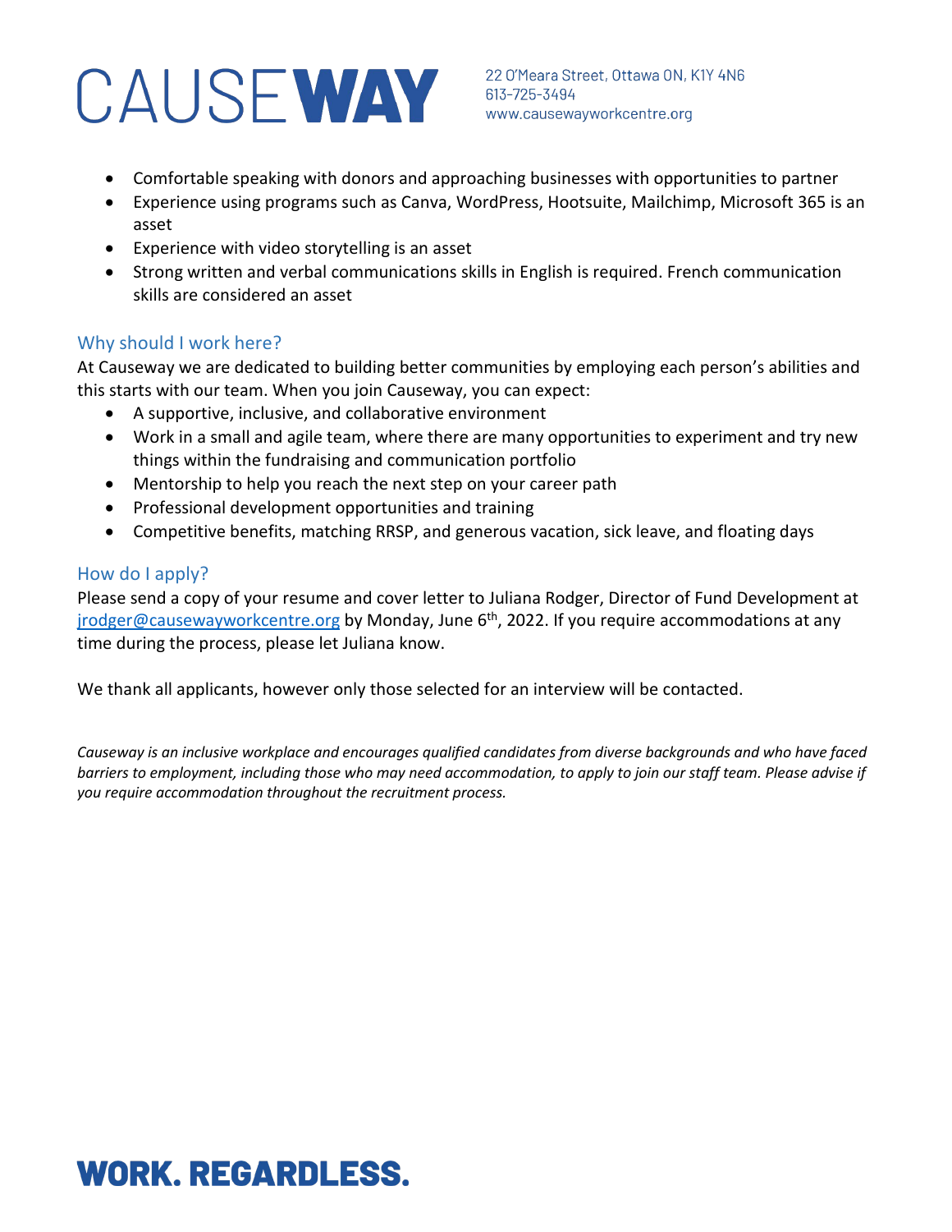- Comfortable speaking with donors and approaching businesses with opportunities to partner
- Experience using programs such as Canva, WordPress, Hootsuite, Mailchimp, Microsoft 365 is an asset
- Experience with video storytelling is an asset
- Strong written and verbal communications skills in English is required. French communication skills are considered an asset

## Why should I work here?

At Causeway we are dedicated to building better communities by employing each person's abilities and this starts with our team. When you join Causeway, you can expect:

- A supportive, inclusive, and collaborative environment
- Work in a small and agile team, where there are many opportunities to experiment and try new things within the fundraising and communication portfolio
- Mentorship to help you reach the next step on your career path
- Professional development opportunities and training
- Competitive benefits, matching RRSP, and generous vacation, sick leave, and floating days

## How do I apply?

Please send a copy of your resume and cover letter to Juliana Rodger, Director of Fund Development at jrodger@causewayworkcentre.org by Monday, June 6th, 2022. If you require accommodations at any time during the process, please let Juliana know.

We thank all applicants, however only those selected for an interview will be contacted.

*Causeway is an inclusive workplace and encourages qualified candidates from diverse backgrounds and who have faced barriers to employment, including those who may need accommodation, to apply to join our staff team. Please advise if you require accommodation throughout the recruitment process.*